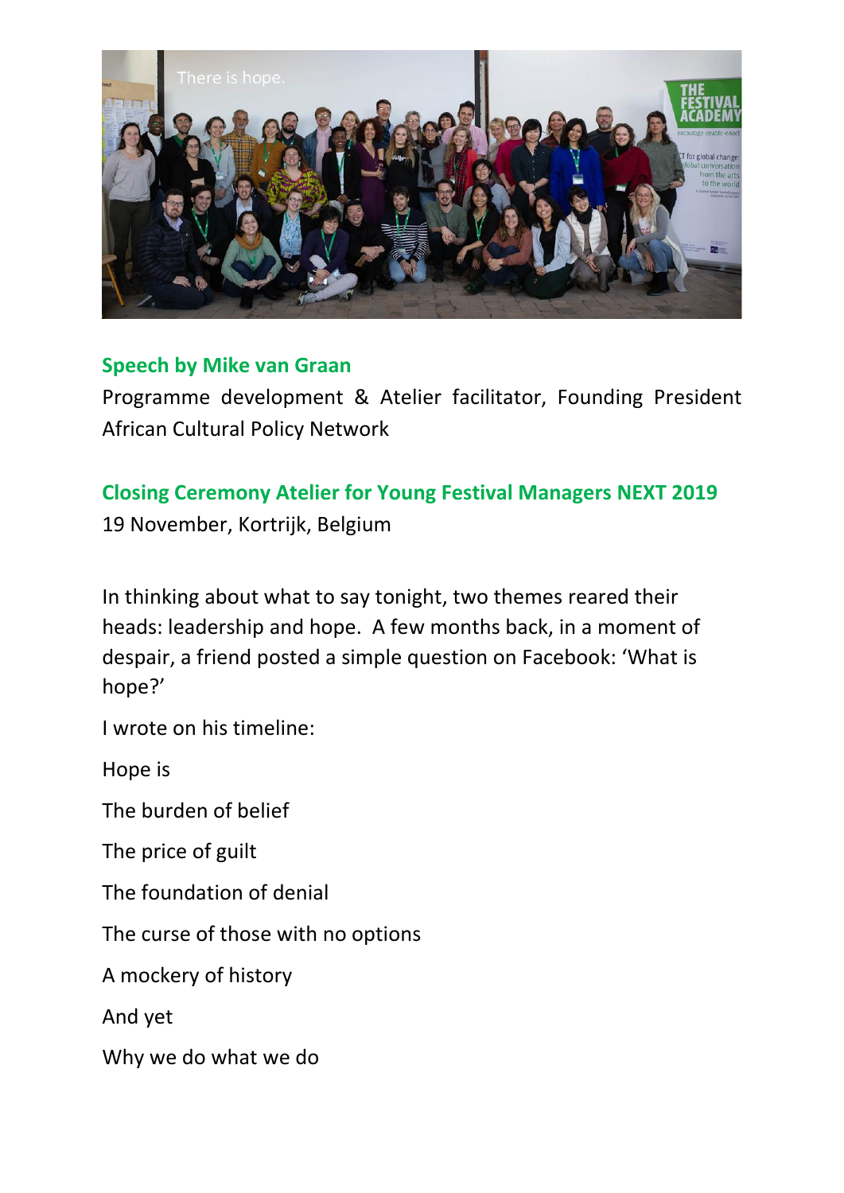**Speech by Mike van Graan**

Programme development & Atelier facilitator, Founding President African Cultural Policy Network

**Closing Ceremony Atelier for Young Festival Managers NEXT 2019**

19 November, Kortrijk, Belgium

In thinking about what to say tonight, two themes reared their heads: leadership and hope. A few months back, in a moment of despair, a friend posted a simple question on Facebook: 'What is hope?'

I wrote on his timeline:

Hope is

The burden of belief

The price of guilt

The foundation of denial

The curse of those with no options

A mockery of history

And yet

Why we do what we do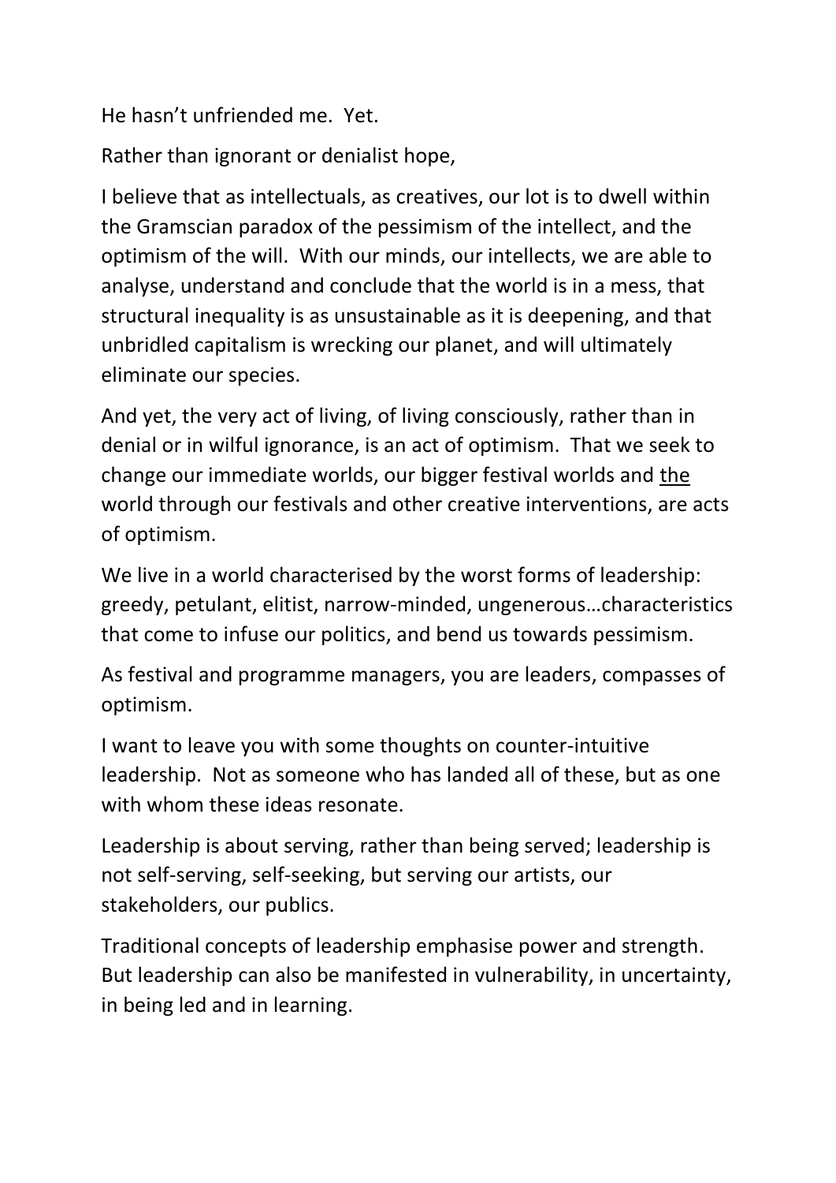He hasn't unfriended me. Yet.

Rather than ignorant or denialist hope,

I believe that as intellectuals, as creatives, our lot is to dwell within the Gramscian paradox of the pessimism of the intellect, and the optimism of the will. With our minds, our intellects, we are able to analyse, understand and conclude that the world is in a mess, that structural inequality is as unsustainable as it is deepening, and that unbridled capitalism is wrecking our planet, and will ultimately eliminate our species.

And yet, the very act of living, of living consciously, rather than in denial or in wilful ignorance, is an act of optimism. That we seek to change our immediate worlds, our bigger festival worlds and <u>the</u> world through our festivals and other creative interventions, are acts of optimism.

We live in a world characterised by the worst forms of leadership: greedy, petulant, elitist, narrow-minded, ungenerous…characteristics that come to infuse our politics, and bend us towards pessimism.

As festival and programme managers, you are leaders, compasses of optimism.

I want to leave you with some thoughts on counter-intuitive leadership. Not as someone who has landed all of these, but as one with whom these ideas resonate.

Leadership is about serving, rather than being served; leadership is not self-serving, self-seeking, but serving our artists, our stakeholders, our publics.

Traditional concepts of leadership emphasise power and strength. But leadership can also be manifested in vulnerability, in uncertainty, in being led and in learning.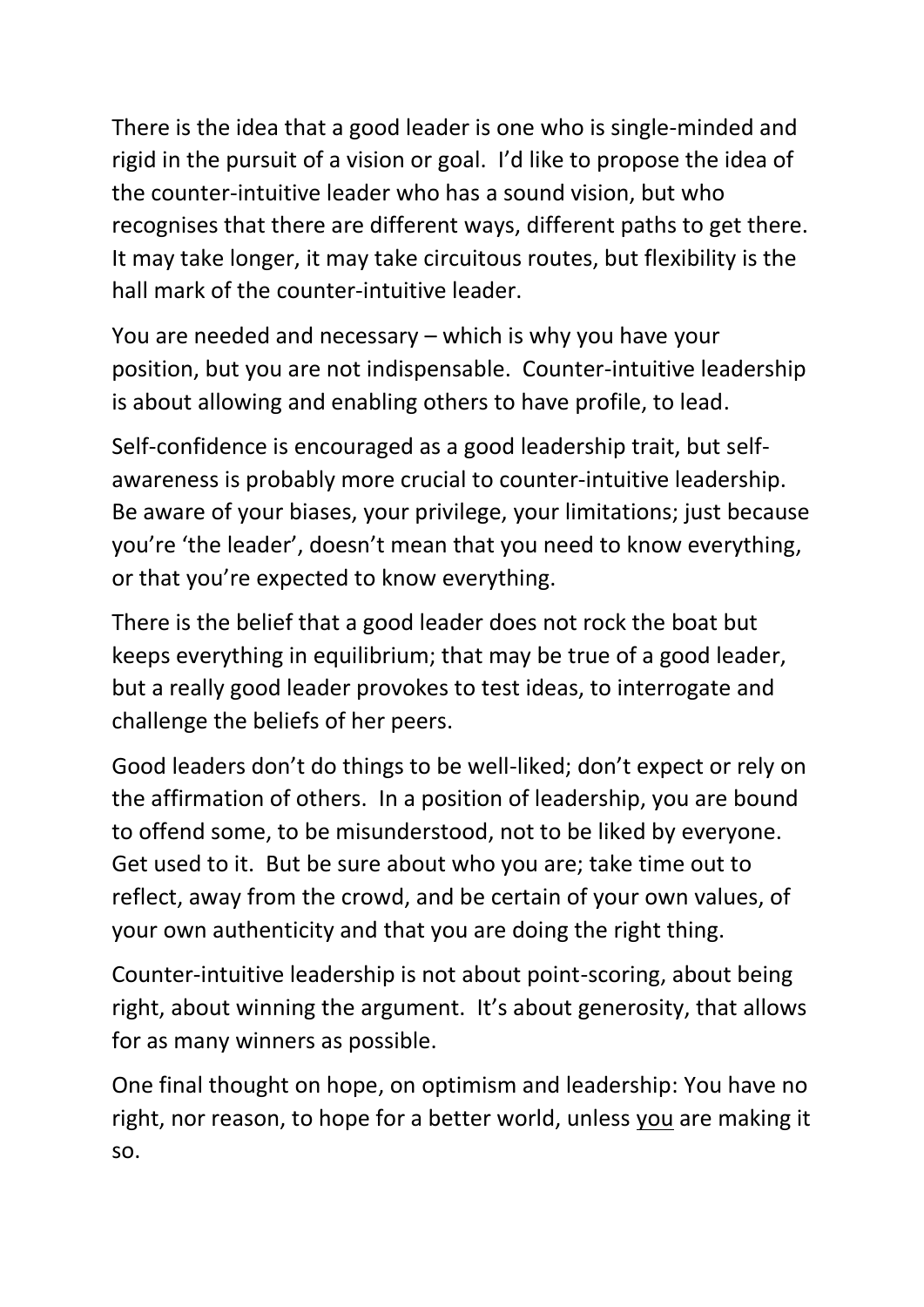There is the idea that a good leader is one who is single-minded and rigid in the pursuit of a vision or goal.  I'd like to propose the idea of the counter-intuitive leader who has a sound vision, but who recognises that there are different ways, different paths to get there. It may take longer, it may take circuitous routes, but flexibility is the hall mark of the counter-intuitive leader.

You are needed and necessary – which is why you have your position, but you are not indispensable.  Counter-intuitive leadership is about allowing and enabling others to have profile, to lead.

Self-confidence is encouraged as a good leadership trait, but self-awareness is probably more crucial to counter-intuitive leadership. Be aware of your biases, your privilege, your limitations; just because you're 'the leader', doesn't mean that you need to know everything, or that you're expected to know everything.

There is the belief that a good leader does not rock the boat but keeps everything in equilibrium; that may be true of a good leader, but a really good leader provokes to test ideas, to interrogate and challenge the beliefs of her peers.

Good leaders don't do things to be well-liked; don't expect or rely on the affirmation of others.  In a position of leadership, you are bound to offend some, to be misunderstood, not to be liked by everyone. Get used to it.  But be sure about who you are; take time out to reflect, away from the crowd, and be certain of your own values, of your own authenticity and that you are doing the right thing.

Counter-intuitive leadership is not about point-scoring, about being right, about winning the argument.  It's about generosity, that allows for as many winners as possible.

One final thought on hope, on optimism and leadership: You have no right, nor reason, to hope for a better world, unless <u>you</u> are making it so.